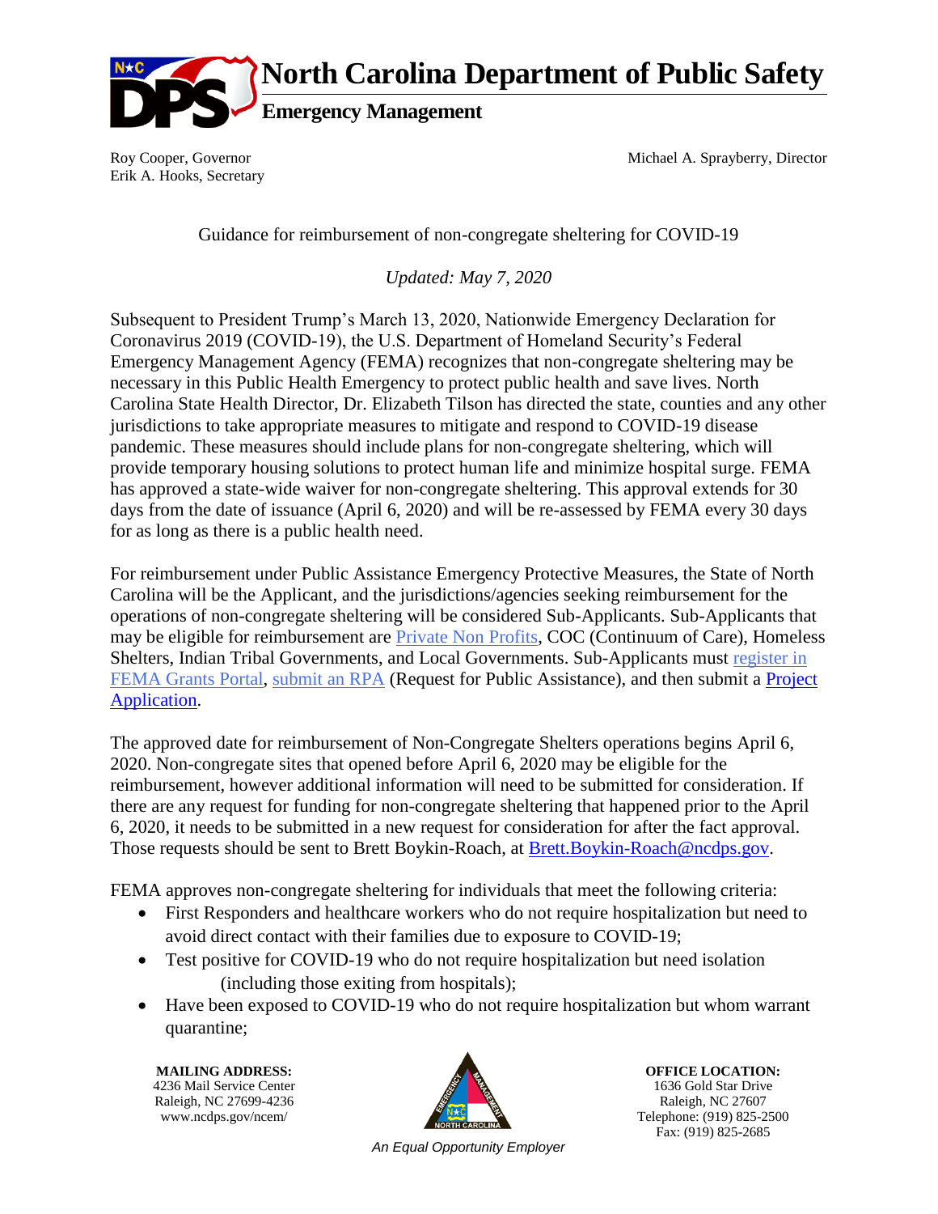# North Carolina Department of Public Safety

## Emergency Management

Roy Cooper, Governor
Erik A. Hooks, Secretary

Michael A. Sprayberry, Director

Guidance for reimbursement of non-congregate sheltering for COVID-19

*Updated: May 7, 2020*

Subsequent to President Trump's March 13, 2020, Nationwide Emergency Declaration for Coronavirus 2019 (COVID-19), the U.S. Department of Homeland Security's Federal Emergency Management Agency (FEMA) recognizes that non-congregate sheltering may be necessary in this Public Health Emergency to protect public health and save lives. North Carolina State Health Director, Dr. Elizabeth Tilson has directed the state, counties and any other jurisdictions to take appropriate measures to mitigate and respond to COVID-19 disease pandemic. These measures should include plans for non-congregate sheltering, which will provide temporary housing solutions to protect human life and minimize hospital surge. FEMA has approved a state-wide waiver for non-congregate sheltering. This approval extends for 30 days from the date of issuance (April 6, 2020) and will be re-assessed by FEMA every 30 days for as long as there is a public health need.

For reimbursement under Public Assistance Emergency Protective Measures, the State of North Carolina will be the Applicant, and the jurisdictions/agencies seeking reimbursement for the operations of non-congregate sheltering will be considered Sub-Applicants. Sub-Applicants that may be eligible for reimbursement are Private Non Profits, COC (Continuum of Care), Homeless Shelters, Indian Tribal Governments, and Local Governments. Sub-Applicants must register in FEMA Grants Portal, submit an RPA (Request for Public Assistance), and then submit a Project Application.

The approved date for reimbursement of Non-Congregate Shelters operations begins April 6, 2020. Non-congregate sites that opened before April 6, 2020 may be eligible for the reimbursement, however additional information will need to be submitted for consideration. If there are any request for funding for non-congregate sheltering that happened prior to the April 6, 2020, it needs to be submitted in a new request for consideration for after the fact approval. Those requests should be sent to Brett Boykin-Roach, at Brett.Boykin-Roach@ncdps.gov.

FEMA approves non-congregate sheltering for individuals that meet the following criteria:

- First Responders and healthcare workers who do not require hospitalization but need to avoid direct contact with their families due to exposure to COVID-19;
- Test positive for COVID-19 who do not require hospitalization but need isolation (including those exiting from hospitals);
- Have been exposed to COVID-19 who do not require hospitalization but whom warrant quarantine;

**MAILING ADDRESS:**
4236 Mail Service Center
Raleigh, NC 27699-4236
www.ncdps.gov/ncem/

*An Equal Opportunity Employer*

**OFFICE LOCATION:**
1636 Gold Star Drive
Raleigh, NC 27607
Telephone: (919) 825-2500
Fax: (919) 825-2685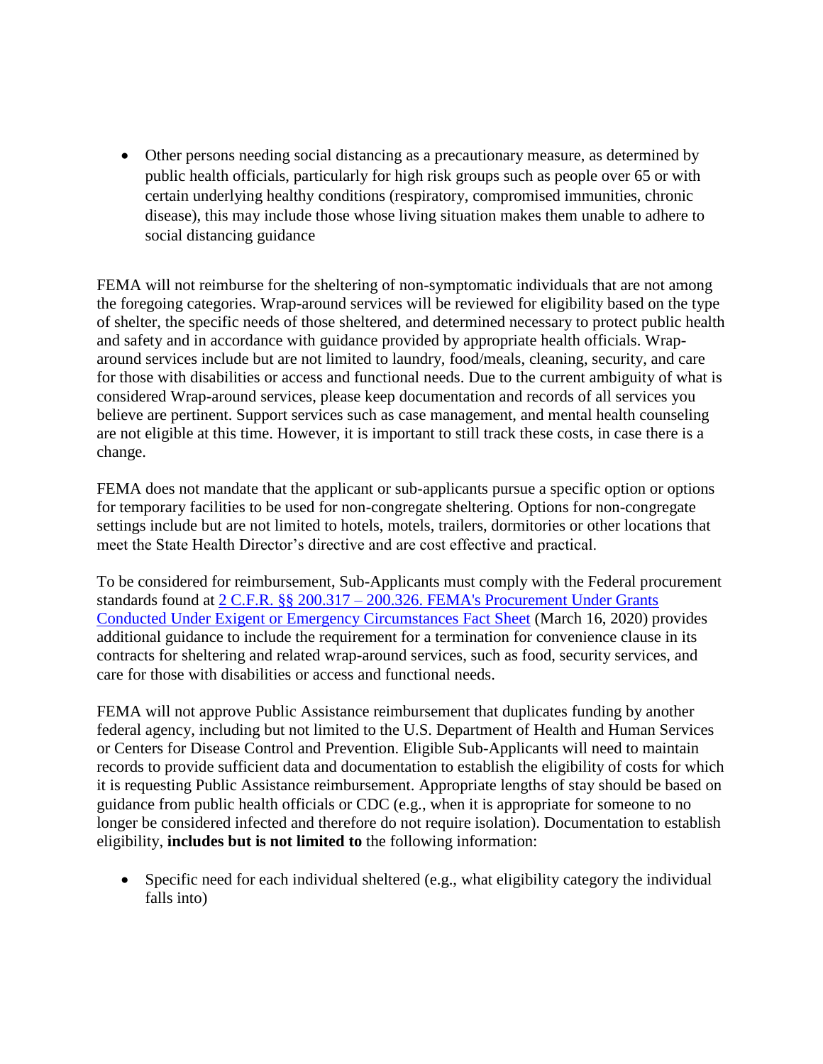- Other persons needing social distancing as a precautionary measure, as determined by public health officials, particularly for high risk groups such as people over 65 or with certain underlying healthy conditions (respiratory, compromised immunities, chronic disease), this may include those whose living situation makes them unable to adhere to social distancing guidance

FEMA will not reimburse for the sheltering of non-symptomatic individuals that are not among the foregoing categories. Wrap-around services will be reviewed for eligibility based on the type of shelter, the specific needs of those sheltered, and determined necessary to protect public health and safety and in accordance with guidance provided by appropriate health officials. Wrap-around services include but are not limited to laundry, food/meals, cleaning, security, and care for those with disabilities or access and functional needs. Due to the current ambiguity of what is considered Wrap-around services, please keep documentation and records of all services you believe are pertinent. Support services such as case management, and mental health counseling are not eligible at this time. However, it is important to still track these costs, in case there is a change.

FEMA does not mandate that the applicant or sub-applicants pursue a specific option or options for temporary facilities to be used for non-congregate sheltering. Options for non-congregate settings include but are not limited to hotels, motels, trailers, dormitories or other locations that meet the State Health Director's directive and are cost effective and practical.

To be considered for reimbursement, Sub-Applicants must comply with the Federal procurement standards found at 2 C.F.R. §§ 200.317 – 200.326. FEMA's Procurement Under Grants Conducted Under Exigent or Emergency Circumstances Fact Sheet (March 16, 2020) provides additional guidance to include the requirement for a termination for convenience clause in its contracts for sheltering and related wrap-around services, such as food, security services, and care for those with disabilities or access and functional needs.

FEMA will not approve Public Assistance reimbursement that duplicates funding by another federal agency, including but not limited to the U.S. Department of Health and Human Services or Centers for Disease Control and Prevention. Eligible Sub-Applicants will need to maintain records to provide sufficient data and documentation to establish the eligibility of costs for which it is requesting Public Assistance reimbursement. Appropriate lengths of stay should be based on guidance from public health officials or CDC (e.g., when it is appropriate for someone to no longer be considered infected and therefore do not require isolation). Documentation to establish eligibility, **includes but is not limited to** the following information:

- Specific need for each individual sheltered (e.g., what eligibility category the individual falls into)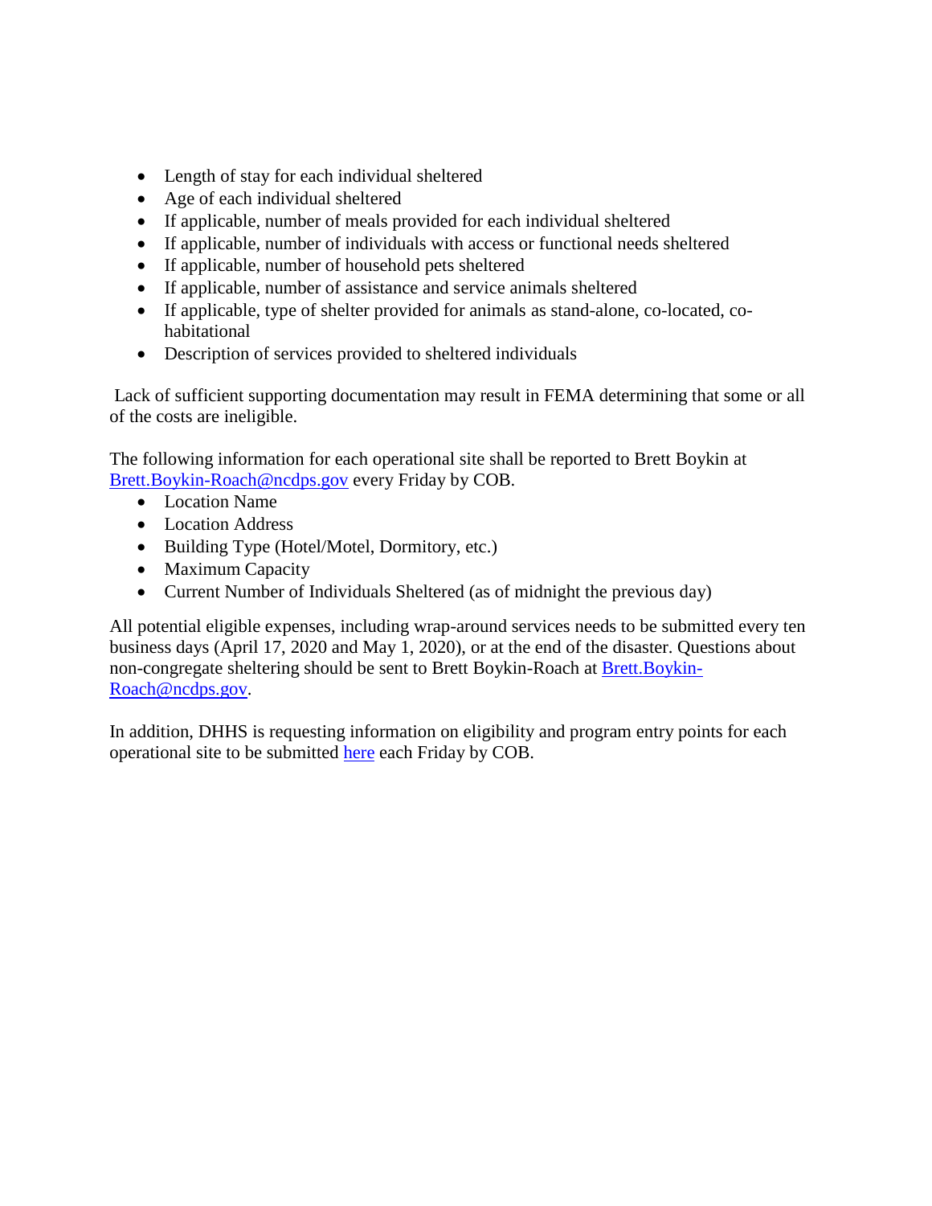- Length of stay for each individual sheltered
- Age of each individual sheltered
- If applicable, number of meals provided for each individual sheltered
- If applicable, number of individuals with access or functional needs sheltered
- If applicable, number of household pets sheltered
- If applicable, number of assistance and service animals sheltered
- If applicable, type of shelter provided for animals as stand-alone, co-located, co-habitational
- Description of services provided to sheltered individuals

Lack of sufficient supporting documentation may result in FEMA determining that some or all of the costs are ineligible.

The following information for each operational site shall be reported to Brett Boykin at Brett.Boykin-Roach@ncdps.gov every Friday by COB.

- Location Name
- Location Address
- Building Type (Hotel/Motel, Dormitory, etc.)
- Maximum Capacity
- Current Number of Individuals Sheltered (as of midnight the previous day)

All potential eligible expenses, including wrap-around services needs to be submitted every ten business days (April 17, 2020 and May 1, 2020), or at the end of the disaster. Questions about non-congregate sheltering should be sent to Brett Boykin-Roach at Brett.Boykin-Roach@ncdps.gov.

In addition, DHHS is requesting information on eligibility and program entry points for each operational site to be submitted here each Friday by COB.